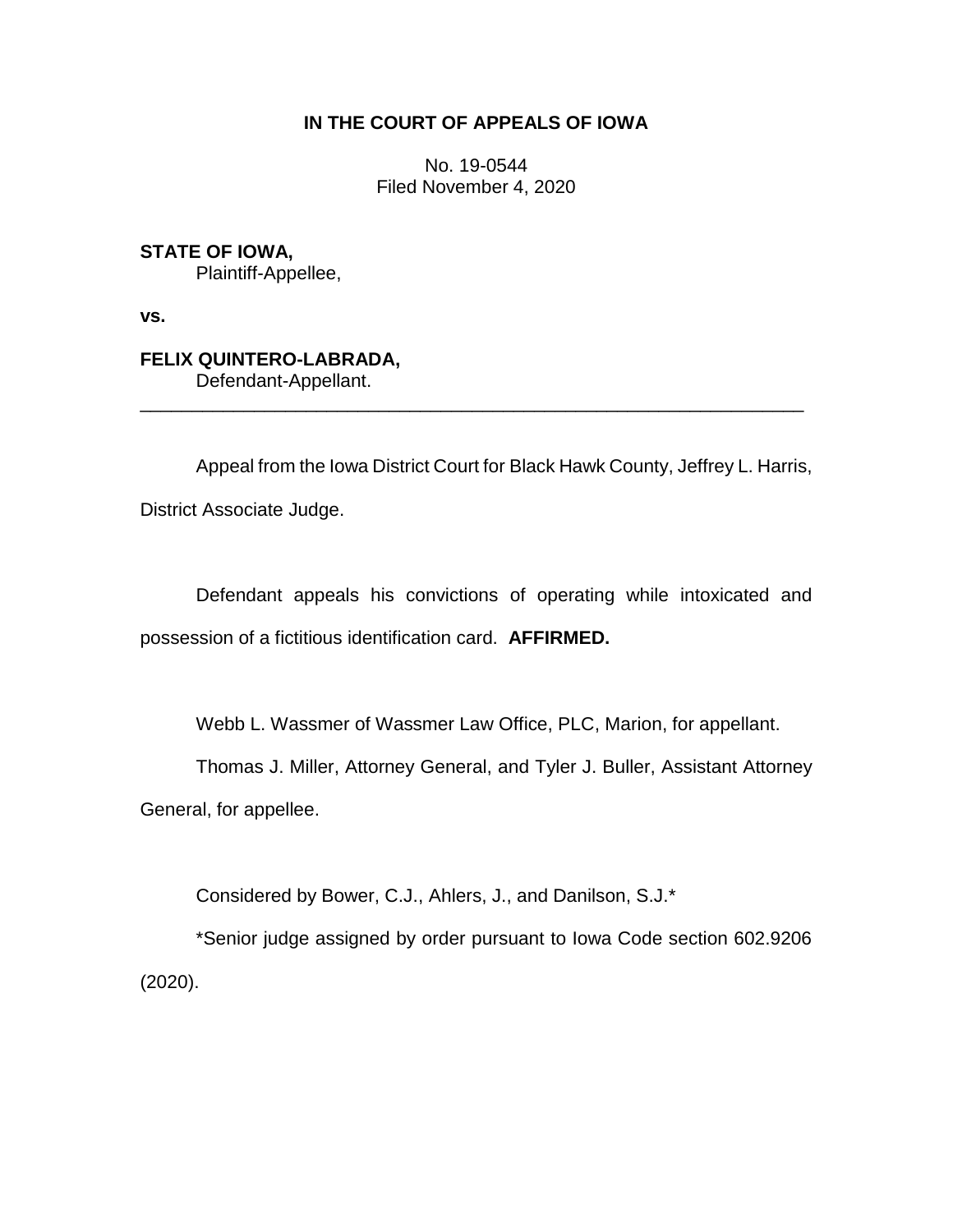**IN THE COURT OF APPEALS OF IOWA**

No. 19-0544
Filed November 4, 2020

**STATE OF IOWA,**
Plaintiff-Appellee,

**vs.**

**FELIX QUINTERO-LABRADA,**
Defendant-Appellant.

---

Appeal from the Iowa District Court for Black Hawk County, Jeffrey L. Harris, District Associate Judge.

Defendant appeals his convictions of operating while intoxicated and possession of a fictitious identification card. **AFFIRMED.**

Webb L. Wassmer of Wassmer Law Office, PLC, Marion, for appellant.

Thomas J. Miller, Attorney General, and Tyler J. Buller, Assistant Attorney General, for appellee.

Considered by Bower, C.J., Ahlers, J., and Danilson, S.J.*

*Senior judge assigned by order pursuant to Iowa Code section 602.9206 (2020).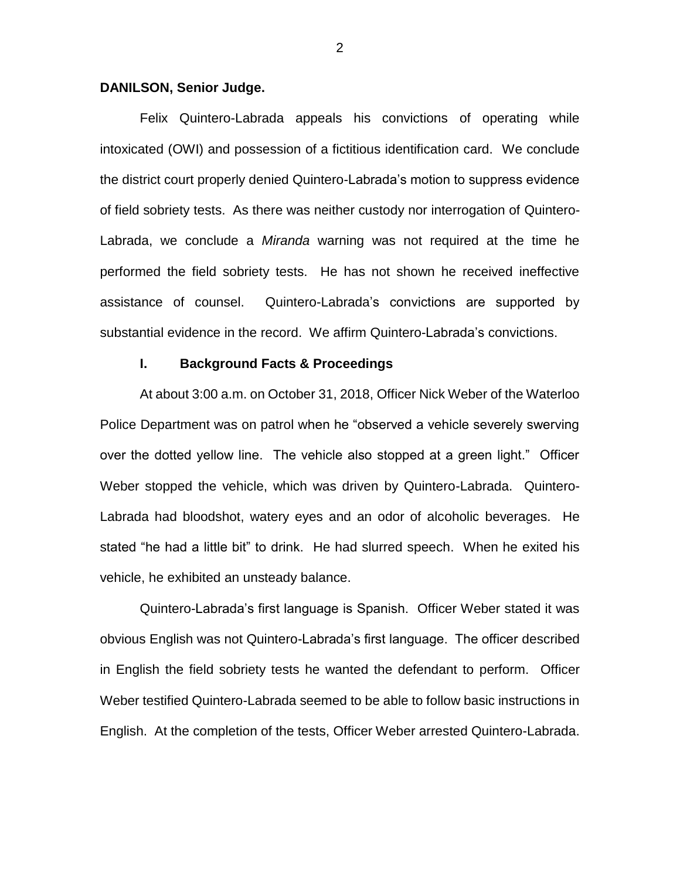**DANILSON, Senior Judge.**

Felix Quintero-Labrada appeals his convictions of operating while intoxicated (OWI) and possession of a fictitious identification card. We conclude the district court properly denied Quintero-Labrada's motion to suppress evidence of field sobriety tests. As there was neither custody nor interrogation of Quintero-Labrada, we conclude a *Miranda* warning was not required at the time he performed the field sobriety tests. He has not shown he received ineffective assistance of counsel. Quintero-Labrada's convictions are supported by substantial evidence in the record. We affirm Quintero-Labrada's convictions.

## I. Background Facts & Proceedings

At about 3:00 a.m. on October 31, 2018, Officer Nick Weber of the Waterloo Police Department was on patrol when he "observed a vehicle severely swerving over the dotted yellow line. The vehicle also stopped at a green light." Officer Weber stopped the vehicle, which was driven by Quintero-Labrada. Quintero-Labrada had bloodshot, watery eyes and an odor of alcoholic beverages. He stated "he had a little bit" to drink. He had slurred speech. When he exited his vehicle, he exhibited an unsteady balance.

Quintero-Labrada's first language is Spanish. Officer Weber stated it was obvious English was not Quintero-Labrada's first language. The officer described in English the field sobriety tests he wanted the defendant to perform. Officer Weber testified Quintero-Labrada seemed to be able to follow basic instructions in English. At the completion of the tests, Officer Weber arrested Quintero-Labrada.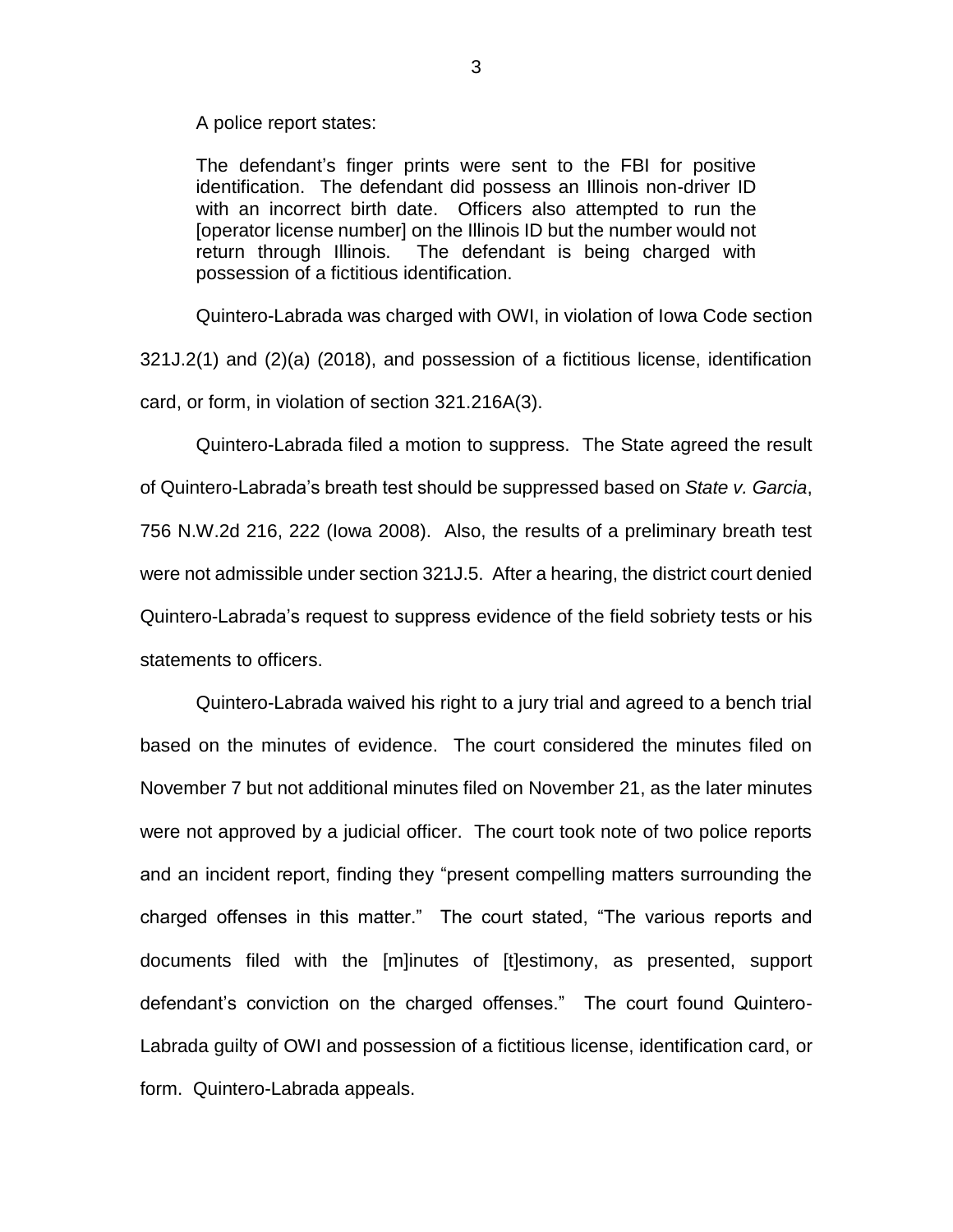A police report states:

> The defendant's finger prints were sent to the FBI for positive identification. The defendant did possess an Illinois non-driver ID with an incorrect birth date. Officers also attempted to run the [operator license number] on the Illinois ID but the number would not return through Illinois. The defendant is being charged with possession of a fictitious identification.

Quintero-Labrada was charged with OWI, in violation of Iowa Code section 321J.2(1) and (2)(a) (2018), and possession of a fictitious license, identification card, or form, in violation of section 321.216A(3).

Quintero-Labrada filed a motion to suppress. The State agreed the result of Quintero-Labrada's breath test should be suppressed based on *State v. Garcia*, 756 N.W.2d 216, 222 (Iowa 2008). Also, the results of a preliminary breath test were not admissible under section 321J.5. After a hearing, the district court denied Quintero-Labrada's request to suppress evidence of the field sobriety tests or his statements to officers.

Quintero-Labrada waived his right to a jury trial and agreed to a bench trial based on the minutes of evidence. The court considered the minutes filed on November 7 but not additional minutes filed on November 21, as the later minutes were not approved by a judicial officer. The court took note of two police reports and an incident report, finding they "present compelling matters surrounding the charged offenses in this matter." The court stated, "The various reports and documents filed with the [m]inutes of [t]estimony, as presented, support defendant's conviction on the charged offenses." The court found Quintero-Labrada guilty of OWI and possession of a fictitious license, identification card, or form. Quintero-Labrada appeals.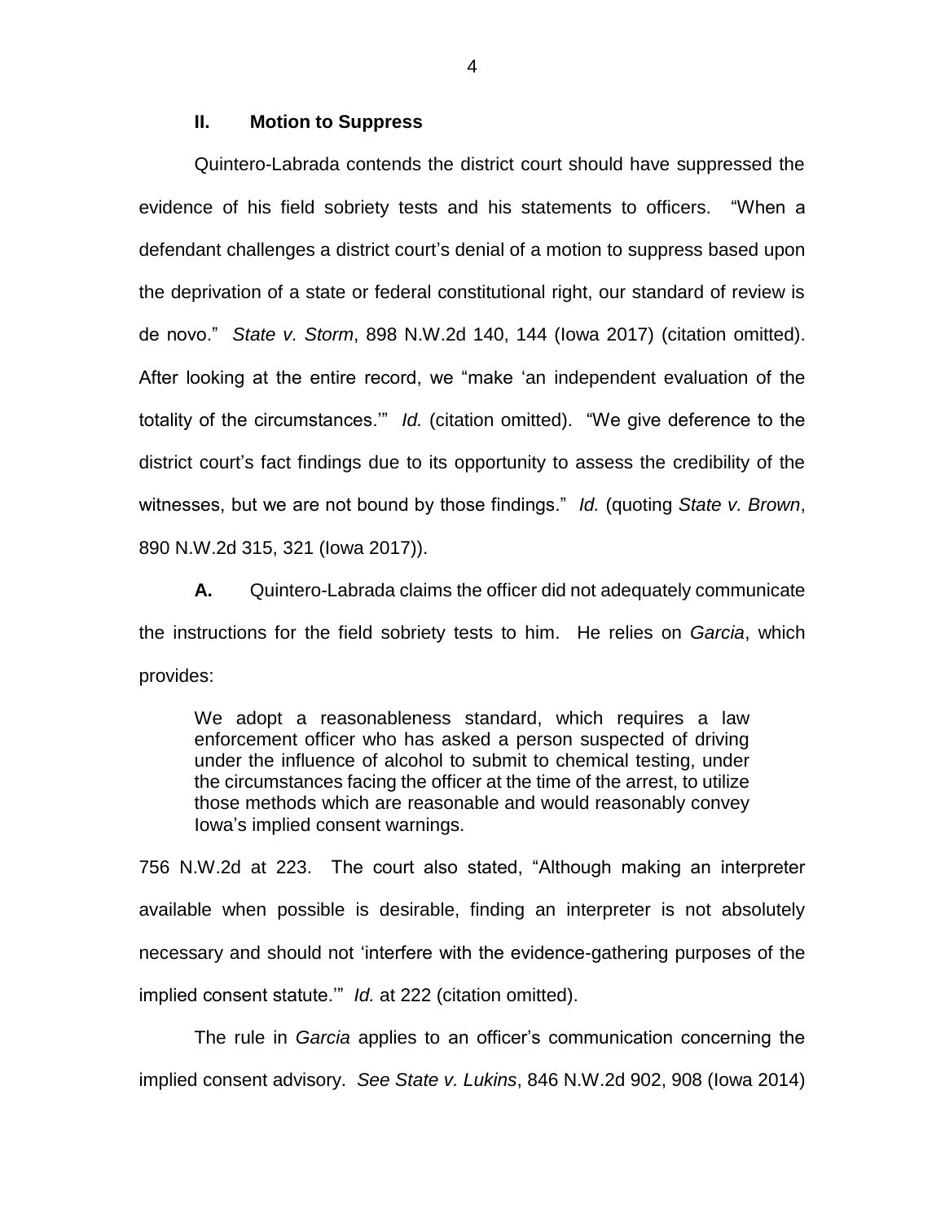## II. Motion to Suppress

Quintero-Labrada contends the district court should have suppressed the evidence of his field sobriety tests and his statements to officers. "When a defendant challenges a district court's denial of a motion to suppress based upon the deprivation of a state or federal constitutional right, our standard of review is de novo." *State v. Storm*, 898 N.W.2d 140, 144 (Iowa 2017) (citation omitted). After looking at the entire record, we "make 'an independent evaluation of the totality of the circumstances.'" *Id.* (citation omitted). "We give deference to the district court's fact findings due to its opportunity to assess the credibility of the witnesses, but we are not bound by those findings." *Id.* (quoting *State v. Brown*, 890 N.W.2d 315, 321 (Iowa 2017)).

**A.** Quintero-Labrada claims the officer did not adequately communicate the instructions for the field sobriety tests to him. He relies on *Garcia*, which provides:

> We adopt a reasonableness standard, which requires a law enforcement officer who has asked a person suspected of driving under the influence of alcohol to submit to chemical testing, under the circumstances facing the officer at the time of the arrest, to utilize those methods which are reasonable and would reasonably convey Iowa's implied consent warnings.

756 N.W.2d at 223. The court also stated, "Although making an interpreter available when possible is desirable, finding an interpreter is not absolutely necessary and should not 'interfere with the evidence-gathering purposes of the implied consent statute.'" *Id.* at 222 (citation omitted).

The rule in *Garcia* applies to an officer's communication concerning the implied consent advisory. *See State v. Lukins*, 846 N.W.2d 902, 908 (Iowa 2014)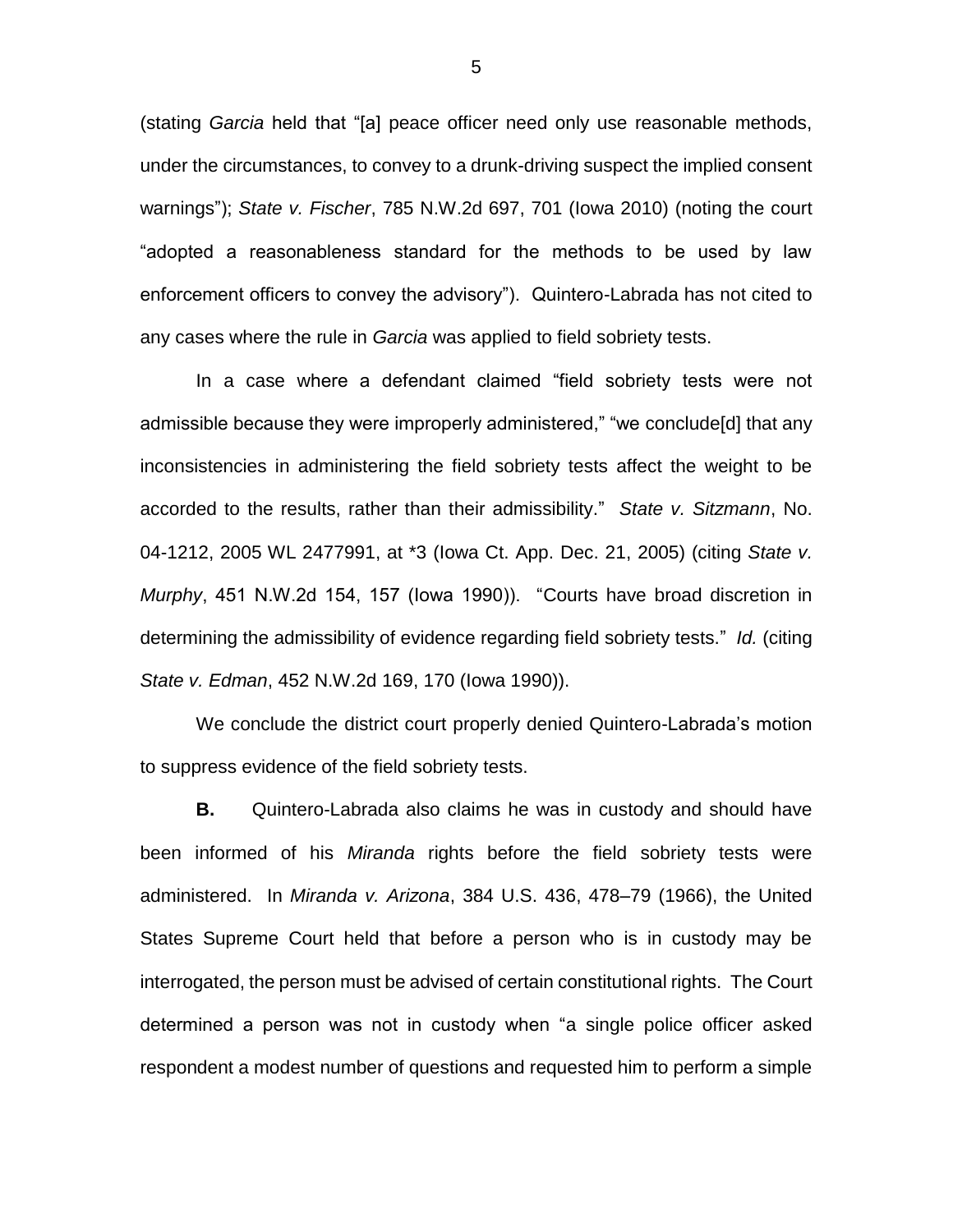(stating *Garcia* held that "[a] peace officer need only use reasonable methods, under the circumstances, to convey to a drunk-driving suspect the implied consent warnings"); *State v. Fischer*, 785 N.W.2d 697, 701 (Iowa 2010) (noting the court "adopted a reasonableness standard for the methods to be used by law enforcement officers to convey the advisory"). Quintero-Labrada has not cited to any cases where the rule in *Garcia* was applied to field sobriety tests.

In a case where a defendant claimed "field sobriety tests were not admissible because they were improperly administered," "we conclude[d] that any inconsistencies in administering the field sobriety tests affect the weight to be accorded to the results, rather than their admissibility." *State v. Sitzmann*, No. 04-1212, 2005 WL 2477991, at *3 (Iowa Ct. App. Dec. 21, 2005) (citing *State v. Murphy*, 451 N.W.2d 154, 157 (Iowa 1990)). "Courts have broad discretion in determining the admissibility of evidence regarding field sobriety tests." *Id.* (citing *State v. Edman*, 452 N.W.2d 169, 170 (Iowa 1990)).

We conclude the district court properly denied Quintero-Labrada's motion to suppress evidence of the field sobriety tests.

**B.** Quintero-Labrada also claims he was in custody and should have been informed of his *Miranda* rights before the field sobriety tests were administered. In *Miranda v. Arizona*, 384 U.S. 436, 478–79 (1966), the United States Supreme Court held that before a person who is in custody may be interrogated, the person must be advised of certain constitutional rights. The Court determined a person was not in custody when "a single police officer asked respondent a modest number of questions and requested him to perform a simple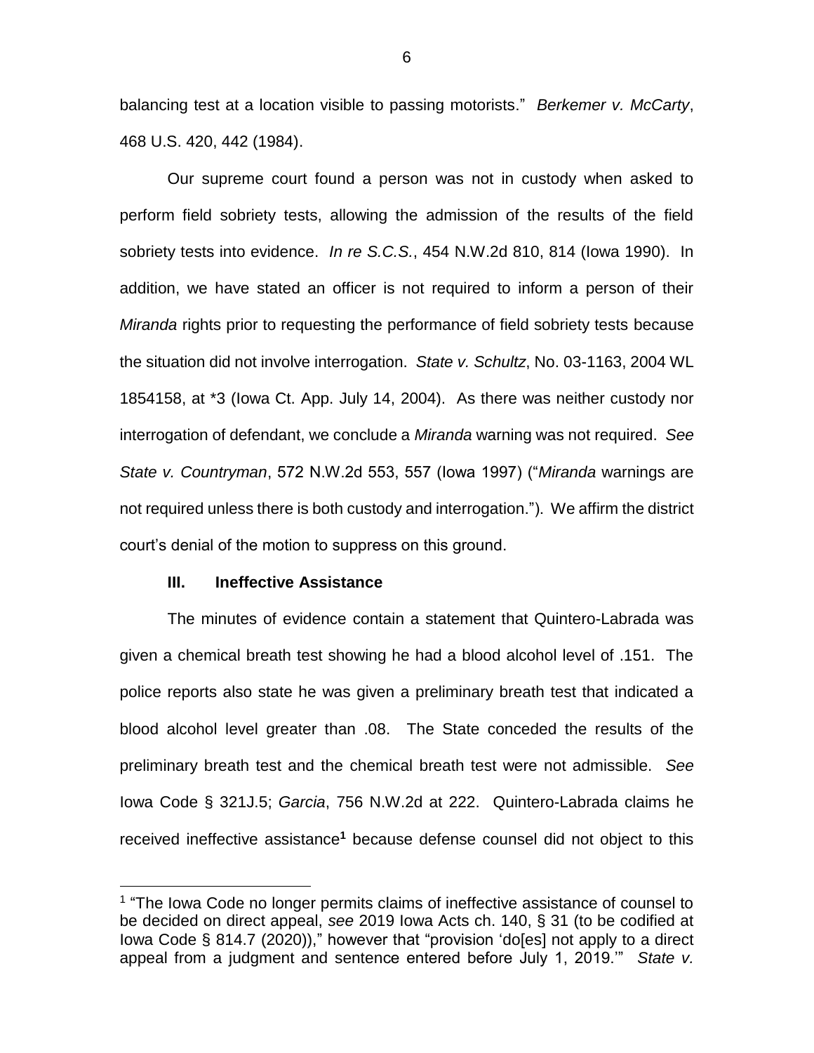balancing test at a location visible to passing motorists." *Berkemer v. McCarty*, 468 U.S. 420, 442 (1984).

Our supreme court found a person was not in custody when asked to perform field sobriety tests, allowing the admission of the results of the field sobriety tests into evidence. *In re S.C.S.*, 454 N.W.2d 810, 814 (Iowa 1990). In addition, we have stated an officer is not required to inform a person of their *Miranda* rights prior to requesting the performance of field sobriety tests because the situation did not involve interrogation. *State v. Schultz*, No. 03-1163, 2004 WL 1854158, at *3 (Iowa Ct. App. July 14, 2004). As there was neither custody nor interrogation of defendant, we conclude a *Miranda* warning was not required. *See State v. Countryman*, 572 N.W.2d 553, 557 (Iowa 1997) ("*Miranda* warnings are not required unless there is both custody and interrogation."). We affirm the district court's denial of the motion to suppress on this ground.

### III. Ineffective Assistance

The minutes of evidence contain a statement that Quintero-Labrada was given a chemical breath test showing he had a blood alcohol level of .151. The police reports also state he was given a preliminary breath test that indicated a blood alcohol level greater than .08. The State conceded the results of the preliminary breath test and the chemical breath test were not admissible. *See* Iowa Code § 321J.5; *Garcia*, 756 N.W.2d at 222. Quintero-Labrada claims he received ineffective assistance[1] because defense counsel did not object to this

---

[1] "The Iowa Code no longer permits claims of ineffective assistance of counsel to be decided on direct appeal, *see* 2019 Iowa Acts ch. 140, § 31 (to be codified at Iowa Code § 814.7 (2020))," however that "provision 'do[es] not apply to a direct appeal from a judgment and sentence entered before July 1, 2019.'" *State v.*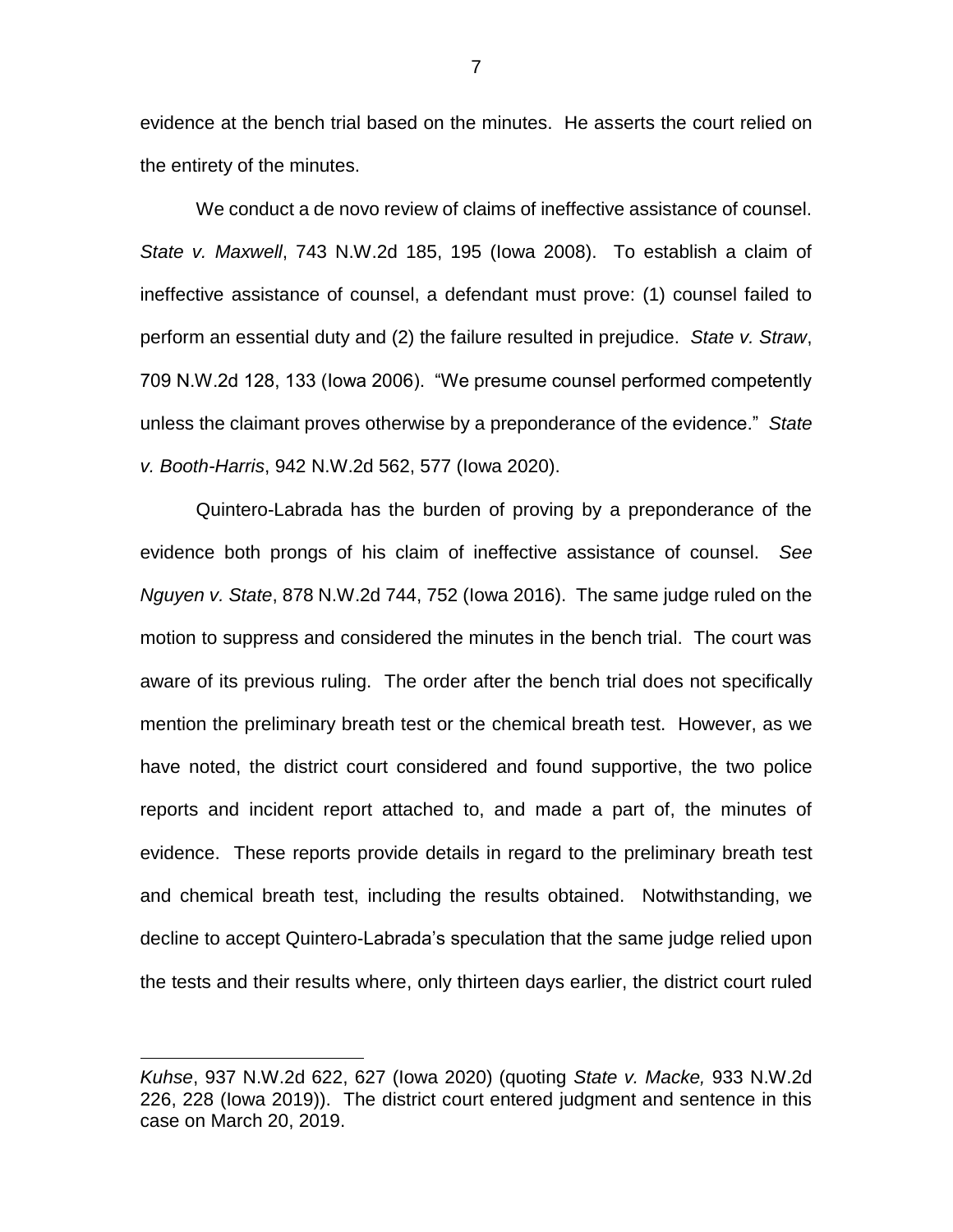evidence at the bench trial based on the minutes. He asserts the court relied on the entirety of the minutes.

We conduct a de novo review of claims of ineffective assistance of counsel. *State v. Maxwell*, 743 N.W.2d 185, 195 (Iowa 2008). To establish a claim of ineffective assistance of counsel, a defendant must prove: (1) counsel failed to perform an essential duty and (2) the failure resulted in prejudice. *State v. Straw*, 709 N.W.2d 128, 133 (Iowa 2006). "We presume counsel performed competently unless the claimant proves otherwise by a preponderance of the evidence." *State v. Booth-Harris*, 942 N.W.2d 562, 577 (Iowa 2020).

Quintero-Labrada has the burden of proving by a preponderance of the evidence both prongs of his claim of ineffective assistance of counsel. *See Nguyen v. State*, 878 N.W.2d 744, 752 (Iowa 2016). The same judge ruled on the motion to suppress and considered the minutes in the bench trial. The court was aware of its previous ruling. The order after the bench trial does not specifically mention the preliminary breath test or the chemical breath test. However, as we have noted, the district court considered and found supportive, the two police reports and incident report attached to, and made a part of, the minutes of evidence. These reports provide details in regard to the preliminary breath test and chemical breath test, including the results obtained. Notwithstanding, we decline to accept Quintero-Labrada's speculation that the same judge relied upon the tests and their results where, only thirteen days earlier, the district court ruled

---

*Kuhse*, 937 N.W.2d 622, 627 (Iowa 2020) (quoting *State v. Macke,* 933 N.W.2d 226, 228 (Iowa 2019)). The district court entered judgment and sentence in this case on March 20, 2019.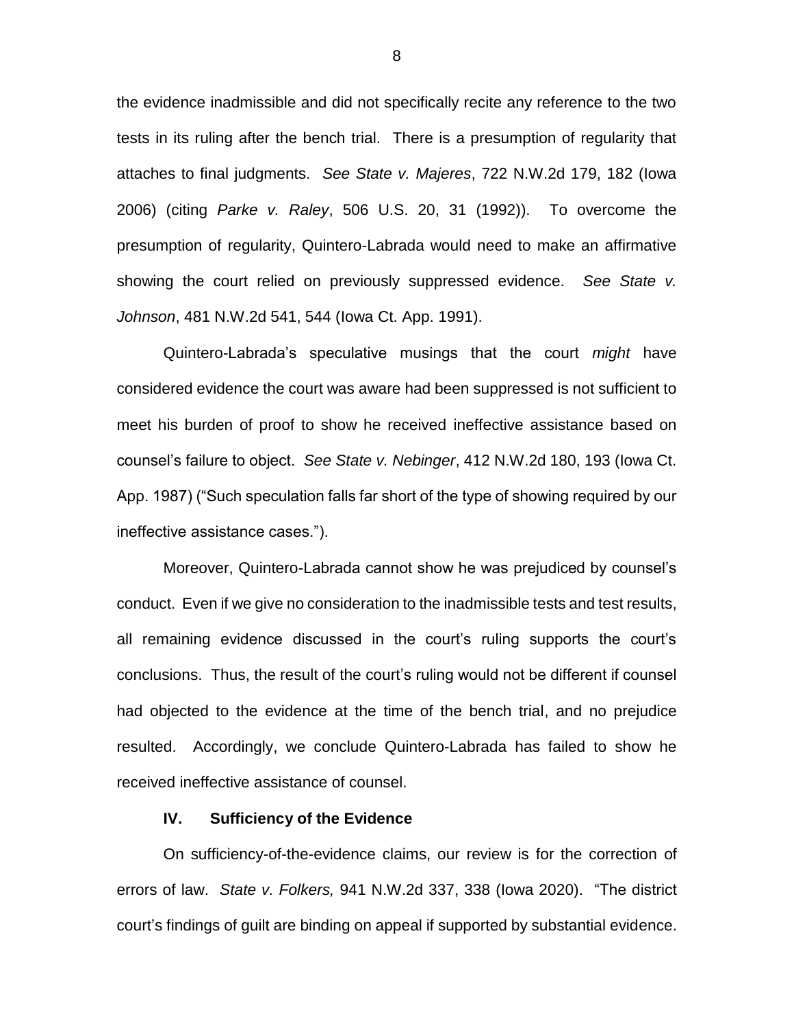the evidence inadmissible and did not specifically recite any reference to the two tests in its ruling after the bench trial. There is a presumption of regularity that attaches to final judgments. *See State v. Majeres*, 722 N.W.2d 179, 182 (Iowa 2006) (citing *Parke v. Raley*, 506 U.S. 20, 31 (1992)). To overcome the presumption of regularity, Quintero-Labrada would need to make an affirmative showing the court relied on previously suppressed evidence. *See State v. Johnson*, 481 N.W.2d 541, 544 (Iowa Ct. App. 1991).

Quintero-Labrada's speculative musings that the court *might* have considered evidence the court was aware had been suppressed is not sufficient to meet his burden of proof to show he received ineffective assistance based on counsel's failure to object. *See State v. Nebinger*, 412 N.W.2d 180, 193 (Iowa Ct. App. 1987) ("Such speculation falls far short of the type of showing required by our ineffective assistance cases.").

Moreover, Quintero-Labrada cannot show he was prejudiced by counsel's conduct. Even if we give no consideration to the inadmissible tests and test results, all remaining evidence discussed in the court's ruling supports the court's conclusions. Thus, the result of the court's ruling would not be different if counsel had objected to the evidence at the time of the bench trial, and no prejudice resulted. Accordingly, we conclude Quintero-Labrada has failed to show he received ineffective assistance of counsel.

## IV. Sufficiency of the Evidence

On sufficiency-of-the-evidence claims, our review is for the correction of errors of law. *State v. Folkers,* 941 N.W.2d 337, 338 (Iowa 2020). "The district court's findings of guilt are binding on appeal if supported by substantial evidence.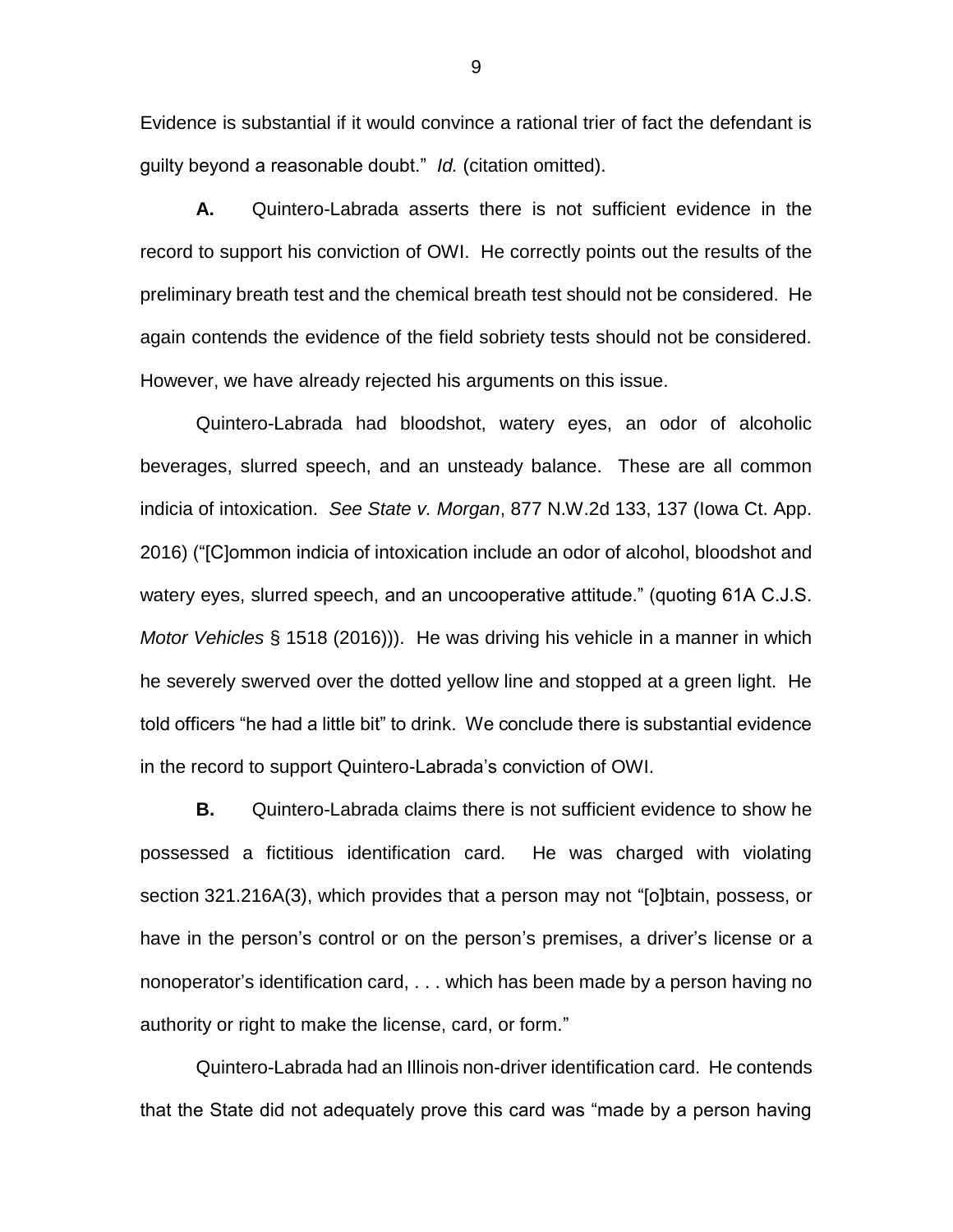Evidence is substantial if it would convince a rational trier of fact the defendant is guilty beyond a reasonable doubt." *Id.* (citation omitted).

**A.** Quintero-Labrada asserts there is not sufficient evidence in the record to support his conviction of OWI. He correctly points out the results of the preliminary breath test and the chemical breath test should not be considered. He again contends the evidence of the field sobriety tests should not be considered. However, we have already rejected his arguments on this issue.

Quintero-Labrada had bloodshot, watery eyes, an odor of alcoholic beverages, slurred speech, and an unsteady balance. These are all common indicia of intoxication. *See State v. Morgan*, 877 N.W.2d 133, 137 (Iowa Ct. App. 2016) ("[C]ommon indicia of intoxication include an odor of alcohol, bloodshot and watery eyes, slurred speech, and an uncooperative attitude." (quoting 61A C.J.S. *Motor Vehicles* § 1518 (2016))). He was driving his vehicle in a manner in which he severely swerved over the dotted yellow line and stopped at a green light. He told officers "he had a little bit" to drink. We conclude there is substantial evidence in the record to support Quintero-Labrada's conviction of OWI.

**B.** Quintero-Labrada claims there is not sufficient evidence to show he possessed a fictitious identification card. He was charged with violating section 321.216A(3), which provides that a person may not "[o]btain, possess, or have in the person's control or on the person's premises, a driver's license or a nonoperator's identification card, . . . which has been made by a person having no authority or right to make the license, card, or form."

Quintero-Labrada had an Illinois non-driver identification card. He contends that the State did not adequately prove this card was "made by a person having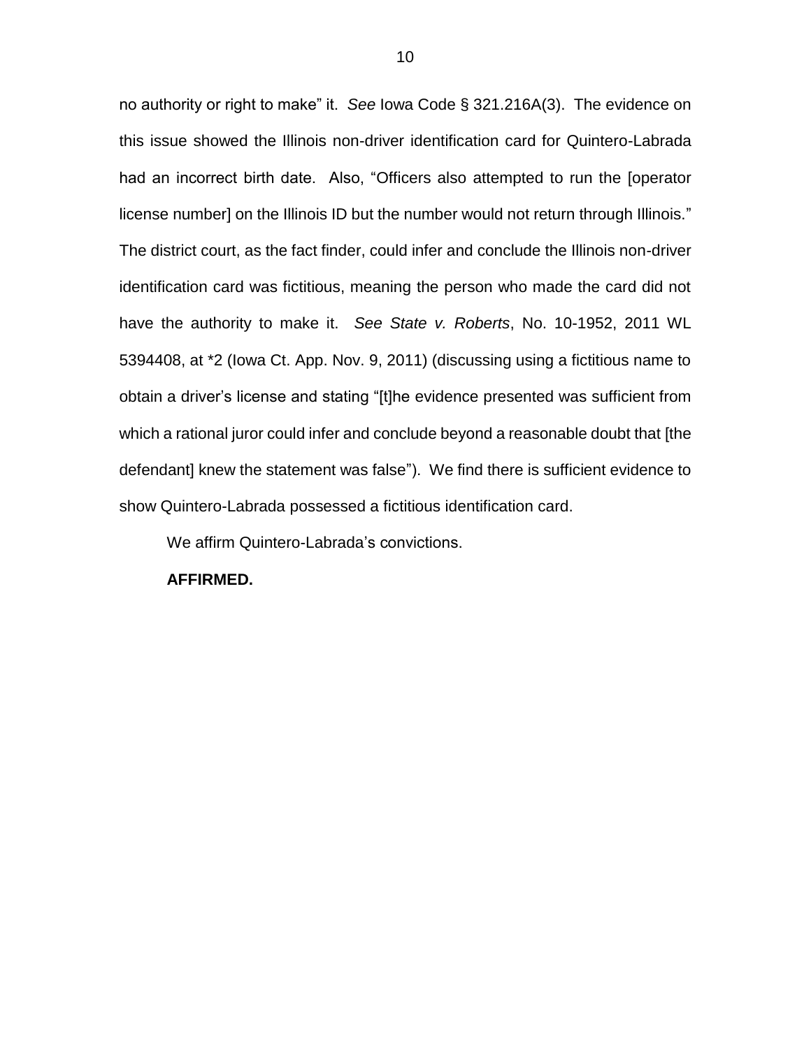no authority or right to make" it. *See* Iowa Code § 321.216A(3). The evidence on this issue showed the Illinois non-driver identification card for Quintero-Labrada had an incorrect birth date. Also, "Officers also attempted to run the [operator license number] on the Illinois ID but the number would not return through Illinois." The district court, as the fact finder, could infer and conclude the Illinois non-driver identification card was fictitious, meaning the person who made the card did not have the authority to make it. *See State v. Roberts*, No. 10-1952, 2011 WL 5394408, at *2 (Iowa Ct. App. Nov. 9, 2011) (discussing using a fictitious name to obtain a driver's license and stating "[t]he evidence presented was sufficient from which a rational juror could infer and conclude beyond a reasonable doubt that [the defendant] knew the statement was false"). We find there is sufficient evidence to show Quintero-Labrada possessed a fictitious identification card.

We affirm Quintero-Labrada's convictions.

**AFFIRMED.**